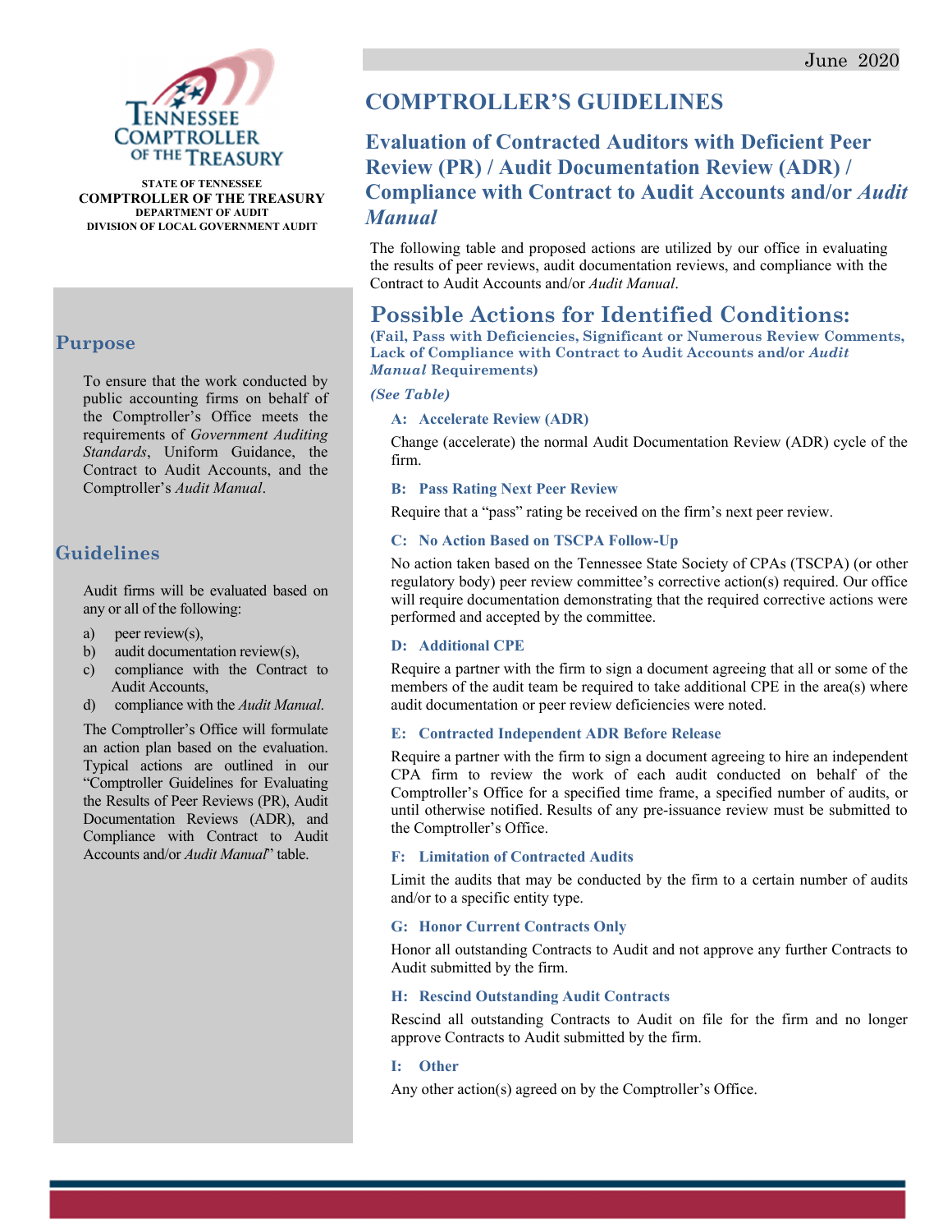STATE OF TENNESSEE
**COMPTROLLER OF THE TREASURY**
DEPARTMENT OF AUDIT
DIVISION OF LOCAL GOVERNMENT AUDIT

June 2020

# COMPTROLLER'S GUIDELINES

## Evaluation of Contracted Auditors with Deficient Peer Review (PR) / Audit Documentation Review (ADR) / Compliance with Contract to Audit Accounts and/or *Audit Manual*

## Purpose

To ensure that the work conducted by public accounting firms on behalf of the Comptroller's Office meets the requirements of *Government Auditing Standards*, Uniform Guidance, the Contract to Audit Accounts, and the Comptroller's *Audit Manual*.

## Guidelines

Audit firms will be evaluated based on any or all of the following:

a) peer review(s),
b) audit documentation review(s),
c) compliance with the Contract to Audit Accounts,
d) compliance with the *Audit Manual*.

The Comptroller's Office will formulate an action plan based on the evaluation. Typical actions are outlined in our "Comptroller Guidelines for Evaluating the Results of Peer Reviews (PR), Audit Documentation Reviews (ADR), and Compliance with Contract to Audit Accounts and/or *Audit Manual*" table.

The following table and proposed actions are utilized by our office in evaluating the results of peer reviews, audit documentation reviews, and compliance with the Contract to Audit Accounts and/or *Audit Manual*.

## Possible Actions for Identified Conditions:

**(Fail, Pass with Deficiencies, Significant or Numerous Review Comments, Lack of Compliance with Contract to Audit Accounts and/or *Audit Manual* Requirements)**

***(See Table)***

### A: Accelerate Review (ADR)

Change (accelerate) the normal Audit Documentation Review (ADR) cycle of the firm.

### B: Pass Rating Next Peer Review

Require that a "pass" rating be received on the firm's next peer review.

### C: No Action Based on TSCPA Follow-Up

No action taken based on the Tennessee State Society of CPAs (TSCPA) (or other regulatory body) peer review committee's corrective action(s) required. Our office will require documentation demonstrating that the required corrective actions were performed and accepted by the committee.

### D: Additional CPE

Require a partner with the firm to sign a document agreeing that all or some of the members of the audit team be required to take additional CPE in the area(s) where audit documentation or peer review deficiencies were noted.

### E: Contracted Independent ADR Before Release

Require a partner with the firm to sign a document agreeing to hire an independent CPA firm to review the work of each audit conducted on behalf of the Comptroller's Office for a specified time frame, a specified number of audits, or until otherwise notified. Results of any pre-issuance review must be submitted to the Comptroller's Office.

### F: Limitation of Contracted Audits

Limit the audits that may be conducted by the firm to a certain number of audits and/or to a specific entity type.

### G: Honor Current Contracts Only

Honor all outstanding Contracts to Audit and not approve any further Contracts to Audit submitted by the firm.

### H: Rescind Outstanding Audit Contracts

Rescind all outstanding Contracts to Audit on file for the firm and no longer approve Contracts to Audit submitted by the firm.

### I: Other

Any other action(s) agreed on by the Comptroller's Office.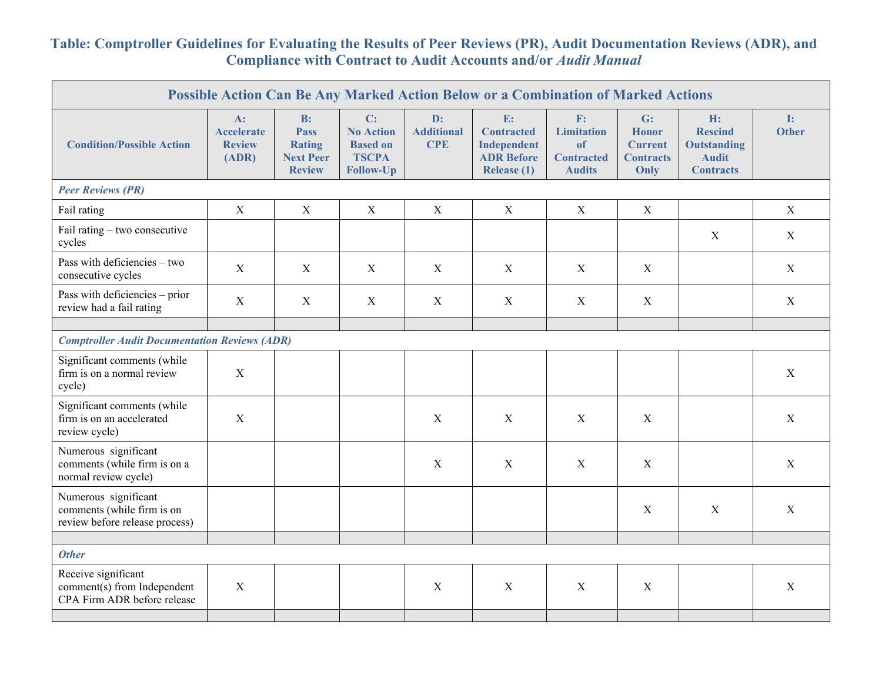## Table: Comptroller Guidelines for Evaluating the Results of Peer Reviews (PR), Audit Documentation Reviews (ADR), and Compliance with Contract to Audit Accounts and/or *Audit Manual*

| Possible Action Can Be Any Marked Action Below or a Combination of Marked Actions | | | | | | | | | |
|---|---|---|---|---|---|---|---|---|---|
| **Condition/Possible Action** | **A: Accelerate Review (ADR)** | **B: Pass Rating Next Peer Review** | **C: No Action Based on TSCPA Follow-Up** | **D: Additional CPE** | **E: Contracted Independent ADR Before Release (1)** | **F: Limitation of Contracted Audits** | **G: Honor Current Contracts Only** | **H: Rescind Outstanding Audit Contracts** | **I: Other** |
| ***Peer Reviews (PR)*** | | | | | | | | | |
| Fail rating | X | X | X | X | X | X | X | | X |
| Fail rating – two consecutive cycles | | | | | | | | X | X |
| Pass with deficiencies – two consecutive cycles | X | X | X | X | X | X | X | | X |
| Pass with deficiencies – prior review had a fail rating | X | X | X | X | X | X | X | | X |
| ***Comptroller Audit Documentation Reviews (ADR)*** | | | | | | | | | |
| Significant comments (while firm is on a normal review cycle) | X | | | | | | | | X |
| Significant comments (while firm is on an accelerated review cycle) | X | | | X | X | X | X | | X |
| Numerous significant comments (while firm is on a normal review cycle) | | | | X | X | X | X | | X |
| Numerous significant comments (while firm is on review before release process) | | | | | | | X | X | X |
| ***Other*** | | | | | | | | | |
| Receive significant comment(s) from Independent CPA Firm ADR before release | X | | | X | X | X | X | | X |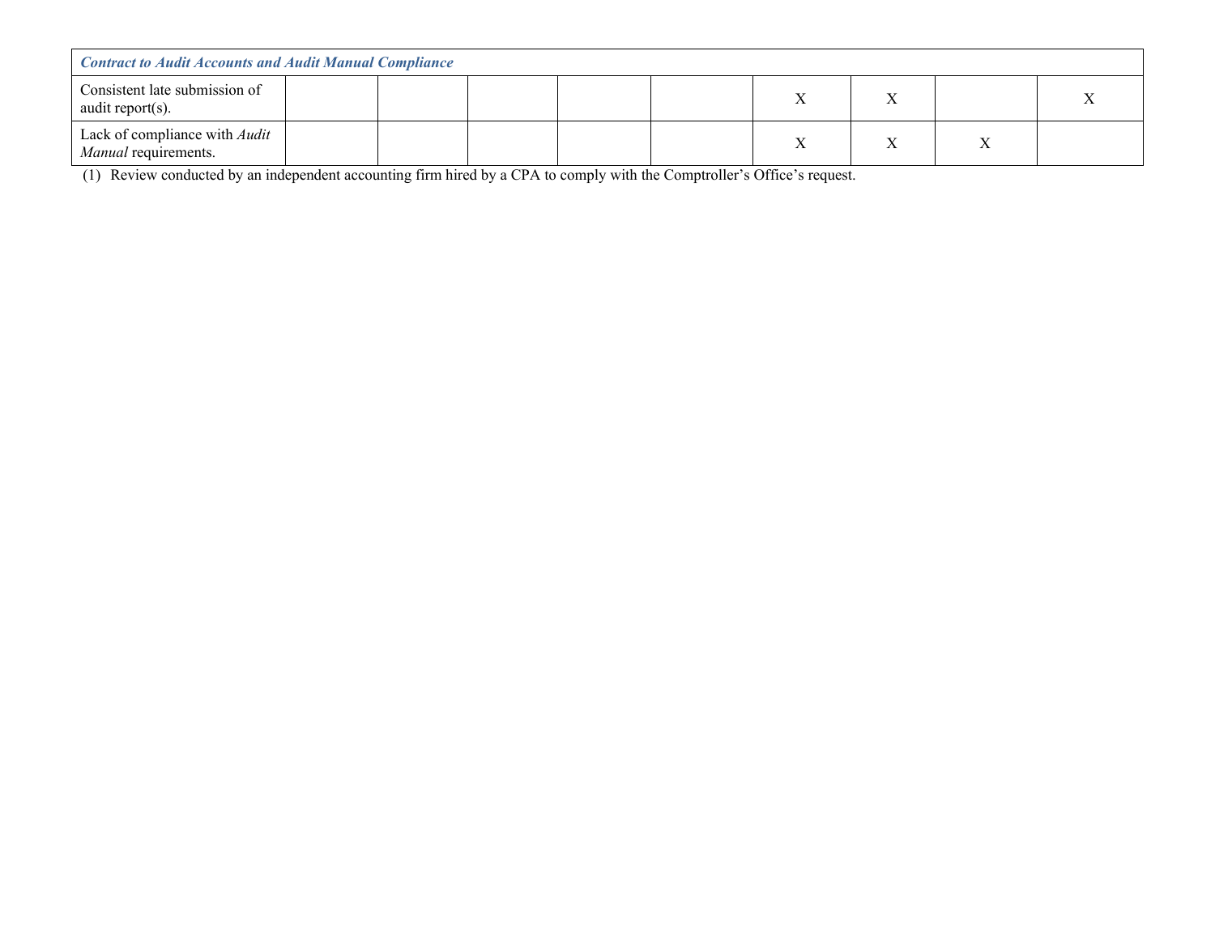| | | | | | | | | | |
|---|---|---|---|---|---|---|---|---|---|
| ***Contract to Audit Accounts and Audit Manual Compliance*** | | | | | | | | | |
| Consistent late submission of audit report(s). | | | | | | X | X | | X |
| Lack of compliance with *Audit Manual* requirements. | | | | | | X | X | X | |

(1) Review conducted by an independent accounting firm hired by a CPA to comply with the Comptroller's Office's request.